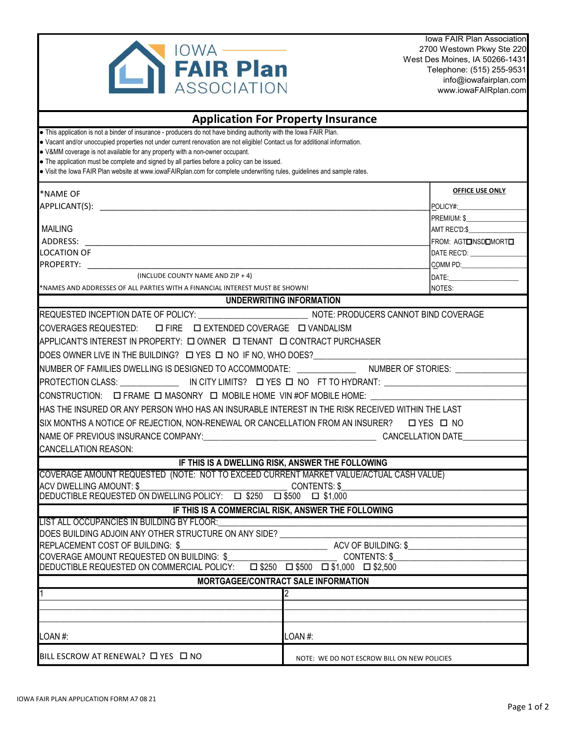Iowa FAIR Plan Association
2700 Westown Pkwy Ste 220
West Des Moines, IA 50266-1431
Telephone: (515) 255-9531
info@iowafairplan.com
www.iowaFAIRplan.com

# Application For Property Insurance

- This application is not a binder of insurance - producers do not have binding authority with the Iowa FAIR Plan.
- Vacant and/or unoccupied properties not under current renovation are not eligible! Contact us for additional information.
- V&MM coverage is not available for any property with a non-owner occupant.
- The application must be complete and signed by all parties before a policy can be issued.
- Visit the Iowa FAIR Plan website at www.iowaFAIRplan.com for complete underwriting rules, guidelines and sample rates.

*NAME OF APPLICANT(S): ______________________________

MAILING ADDRESS: ______________________________

LOCATION OF PROPERTY: ______________________________
(INCLUDE COUNTY NAME AND ZIP + 4)

*NAMES AND ADDRESSES OF ALL PARTIES WITH A FINANCIAL INTEREST MUST BE SHOWN!

**OFFICE USE ONLY**

POLICY#: __________
PREMIUM: $__________
AMT REC'D:$__________
FROM: AGT☐ INSD☐ MORT☐
DATE REC'D: __________
COMM PD: __________
DATE: __________
NOTES:

## UNDERWRITING INFORMATION

REQUESTED INCEPTION DATE OF POLICY: __________ NOTE: PRODUCERS CANNOT BIND COVERAGE

COVERAGES REQUESTED: ☐ FIRE ☐ EXTENDED COVERAGE ☐ VANDALISM

APPLICANT'S INTEREST IN PROPERTY: ☐ OWNER ☐ TENANT ☐ CONTRACT PURCHASER

DOES OWNER LIVE IN THE BUILDING? ☐ YES ☐ NO IF NO, WHO DOES? __________

NUMBER OF FAMILIES DWELLING IS DESIGNED TO ACCOMMODATE: __________ NUMBER OF STORIES: __________

PROTECTION CLASS: __________ IN CITY LIMITS? ☐ YES ☐ NO FT TO HYDRANT: __________

CONSTRUCTION: ☐ FRAME ☐ MASONRY ☐ MOBILE HOME VIN #OF MOBILE HOME: __________

HAS THE INSURED OR ANY PERSON WHO HAS AN INSURABLE INTEREST IN THE RISK RECEIVED WITHIN THE LAST SIX MONTHS A NOTICE OF REJECTION, NON-RENEWAL OR CANCELLATION FROM AN INSURER? ☐ YES ☐ NO

NAME OF PREVIOUS INSURANCE COMPANY: __________ CANCELLATION DATE __________

CANCELLATION REASON:

## IF THIS IS A DWELLING RISK, ANSWER THE FOLLOWING

COVERAGE AMOUNT REQUESTED (NOTE: NOT TO EXCEED CURRENT MARKET VALUE/ACTUAL CASH VALUE)

ACV DWELLING AMOUNT: $__________ CONTENTS: $__________

DEDUCTIBLE REQUESTED ON DWELLING POLICY: ☐ $250 ☐ $500 ☐ $1,000

## IF THIS IS A COMMERCIAL RISK, ANSWER THE FOLLOWING

LIST ALL OCCUPANCIES IN BUILDING BY FLOOR: __________

DOES BUILDING ADJOIN ANY OTHER STRUCTURE ON ANY SIDE? __________

REPLACEMENT COST OF BUILDING: $__________ ACV OF BUILDING: $__________

COVERAGE AMOUNT REQUESTED ON BUILDING: $__________ CONTENTS: $__________

DEDUCTIBLE REQUESTED ON COMMERCIAL POLICY: ☐ $250 ☐ $500 ☐ $1,000 ☐ $2,500

## MORTGAGEE/CONTRACT SALE INFORMATION

| 1 | 2 |
|---|---|
| | |
| | |
| LOAN #: | LOAN #: |
| BILL ESCROW AT RENEWAL? ☐ YES ☐ NO | NOTE: WE DO NOT ESCROW BILL ON NEW POLICIES |

IOWA FAIR PLAN APPLICATION FORM A7 08 21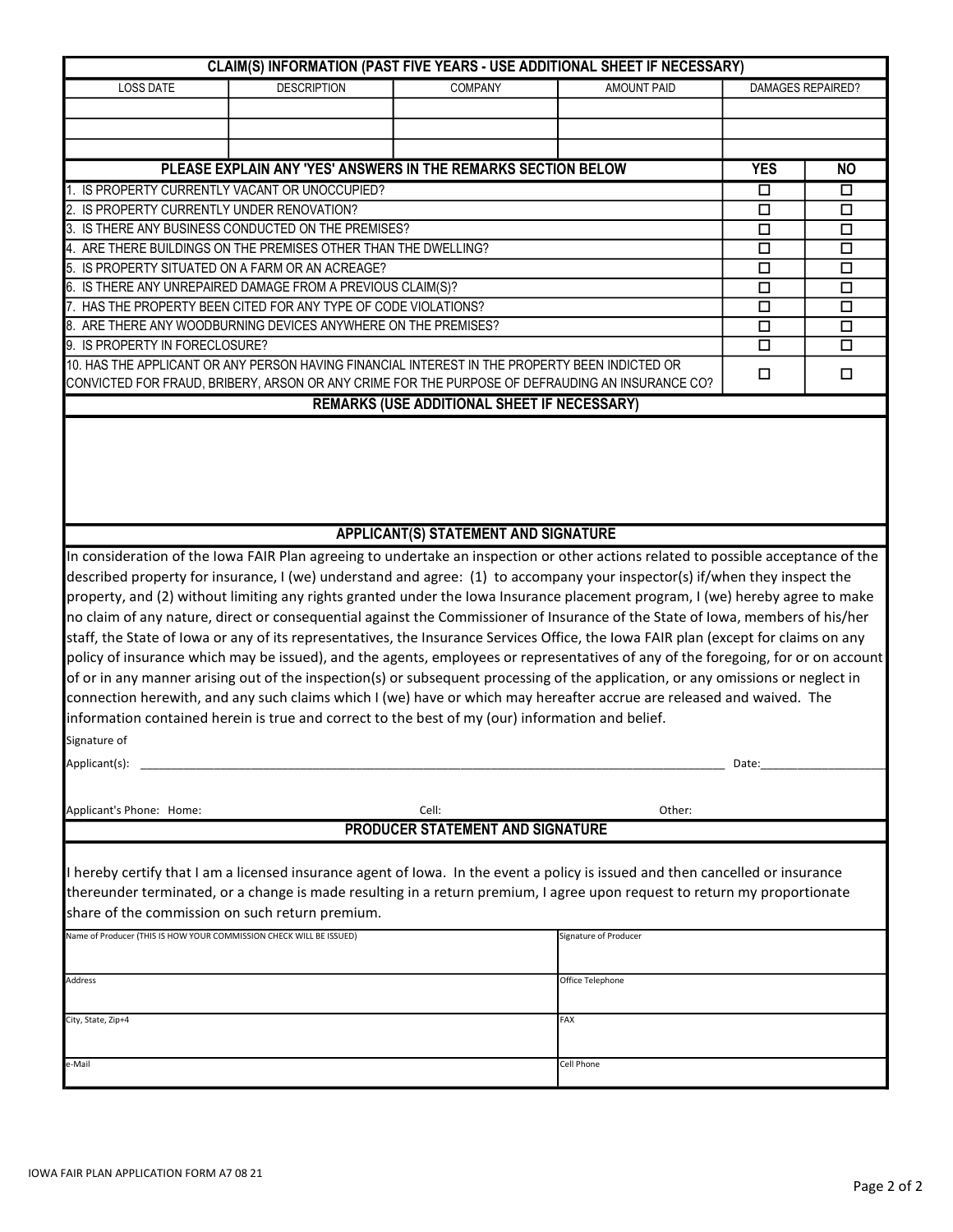## CLAIM(S) INFORMATION (PAST FIVE YEARS - USE ADDITIONAL SHEET IF NECESSARY)

| LOSS DATE | DESCRIPTION | COMPANY | AMOUNT PAID | DAMAGES REPAIRED? |
|---|---|---|---|---|
| | | | | |
| | | | | |
| | | | | |

| PLEASE EXPLAIN ANY 'YES' ANSWERS IN THE REMARKS SECTION BELOW | YES | NO |
|---|---|---|
| 1. IS PROPERTY CURRENTLY VACANT OR UNOCCUPIED? | ☐ | ☐ |
| 2. IS PROPERTY CURRENTLY UNDER RENOVATION? | ☐ | ☐ |
| 3. IS THERE ANY BUSINESS CONDUCTED ON THE PREMISES? | ☐ | ☐ |
| 4. ARE THERE BUILDINGS ON THE PREMISES OTHER THAN THE DWELLING? | ☐ | ☐ |
| 5. IS PROPERTY SITUATED ON A FARM OR AN ACREAGE? | ☐ | ☐ |
| 6. IS THERE ANY UNREPAIRED DAMAGE FROM A PREVIOUS CLAIM(S)? | ☐ | ☐ |
| 7. HAS THE PROPERTY BEEN CITED FOR ANY TYPE OF CODE VIOLATIONS? | ☐ | ☐ |
| 8. ARE THERE ANY WOODBURNING DEVICES ANYWHERE ON THE PREMISES? | ☐ | ☐ |
| 9. IS PROPERTY IN FORECLOSURE? | ☐ | ☐ |
| 10. HAS THE APPLICANT OR ANY PERSON HAVING FINANCIAL INTEREST IN THE PROPERTY BEEN INDICTED OR CONVICTED FOR FRAUD, BRIBERY, ARSON OR ANY CRIME FOR THE PURPOSE OF DEFRAUDING AN INSURANCE CO? | ☐ | ☐ |

## REMARKS (USE ADDITIONAL SHEET IF NECESSARY)

## APPLICANT(S) STATEMENT AND SIGNATURE

In consideration of the Iowa FAIR Plan agreeing to undertake an inspection or other actions related to possible acceptance of the described property for insurance, I (we) understand and agree: (1) to accompany your inspector(s) if/when they inspect the property, and (2) without limiting any rights granted under the Iowa Insurance placement program, I (we) hereby agree to make no claim of any nature, direct or consequential against the Commissioner of Insurance of the State of Iowa, members of his/her staff, the State of Iowa or any of its representatives, the Insurance Services Office, the Iowa FAIR plan (except for claims on any policy of insurance which may be issued), and the agents, employees or representatives of any of the foregoing, for or on account of or in any manner arising out of the inspection(s) or subsequent processing of the application, or any omissions or neglect in connection herewith, and any such claims which I (we) have or which may hereafter accrue are released and waived. The information contained herein is true and correct to the best of my (our) information and belief.

Signature of Applicant(s): ______________________________ Date: ______________

Applicant's Phone: Home: Cell: Other:

## PRODUCER STATEMENT AND SIGNATURE

I hereby certify that I am a licensed insurance agent of Iowa. In the event a policy is issued and then cancelled or insurance thereunder terminated, or a change is made resulting in a return premium, I agree upon request to return my proportionate share of the commission on such return premium.

| | |
|---|---|
| Name of Producer (THIS IS HOW YOUR COMMISSION CHECK WILL BE ISSUED) | Signature of Producer |
| Address | Office Telephone |
| City, State, Zip+4 | FAX |
| e-Mail | Cell Phone |

IOWA FAIR PLAN APPLICATION FORM A7 08 21